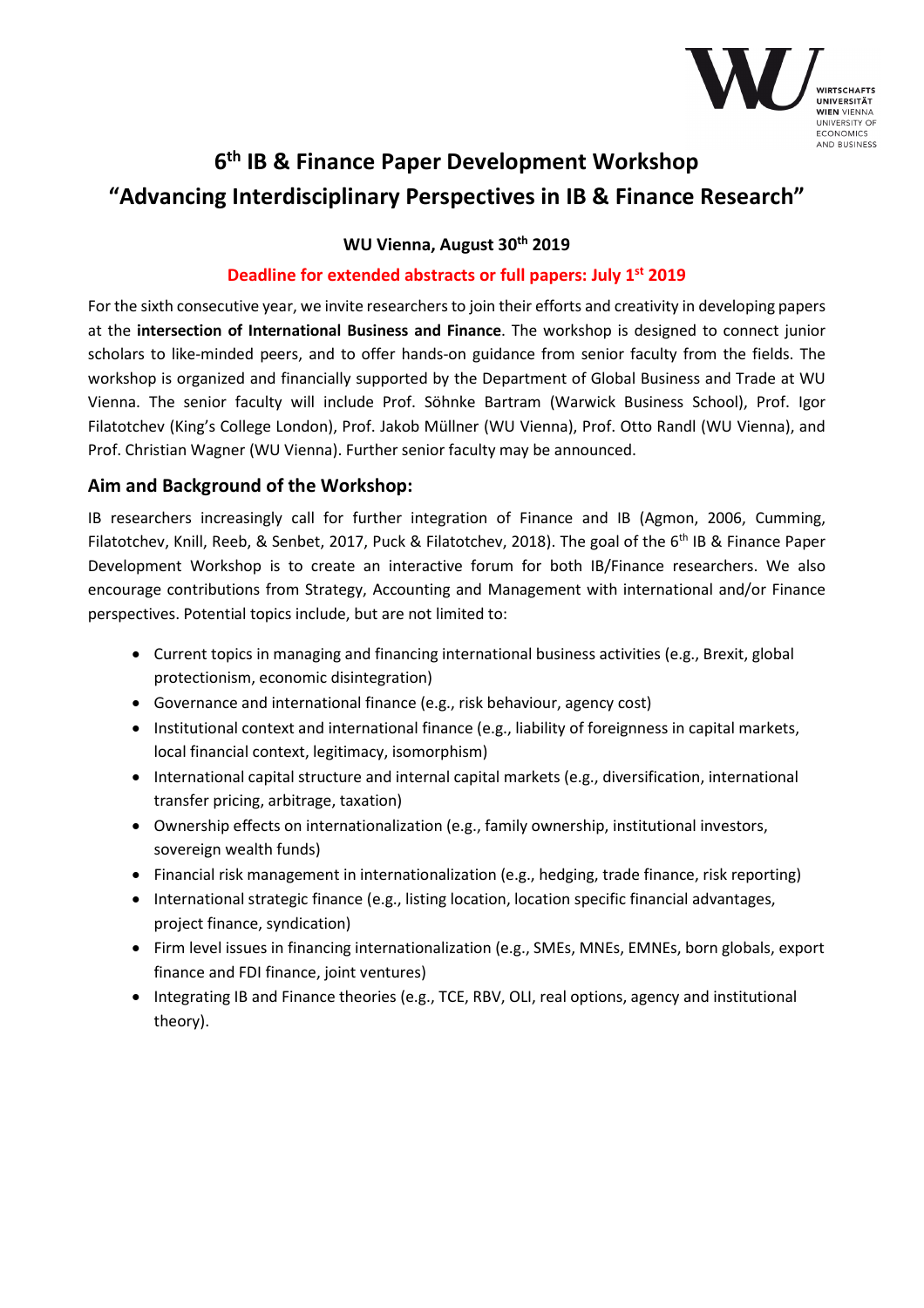# 6th IB & Finance Paper Development Workshop
# "Advancing Interdisciplinary Perspectives in IB & Finance Research"

**WU Vienna, August 30th 2019**

**Deadline for extended abstracts or full papers: July 1st 2019**

For the sixth consecutive year, we invite researchers to join their efforts and creativity in developing papers at the **intersection of International Business and Finance**. The workshop is designed to connect junior scholars to like-minded peers, and to offer hands-on guidance from senior faculty from the fields. The workshop is organized and financially supported by the Department of Global Business and Trade at WU Vienna. The senior faculty will include Prof. Söhnke Bartram (Warwick Business School), Prof. Igor Filatotchev (King's College London), Prof. Jakob Müllner (WU Vienna), Prof. Otto Randl (WU Vienna), and Prof. Christian Wagner (WU Vienna). Further senior faculty may be announced.

## Aim and Background of the Workshop:

IB researchers increasingly call for further integration of Finance and IB (Agmon, 2006, Cumming, Filatotchev, Knill, Reeb, & Senbet, 2017, Puck & Filatotchev, 2018). The goal of the 6th IB & Finance Paper Development Workshop is to create an interactive forum for both IB/Finance researchers. We also encourage contributions from Strategy, Accounting and Management with international and/or Finance perspectives. Potential topics include, but are not limited to:

- Current topics in managing and financing international business activities (e.g., Brexit, global protectionism, economic disintegration)
- Governance and international finance (e.g., risk behaviour, agency cost)
- Institutional context and international finance (e.g., liability of foreignness in capital markets, local financial context, legitimacy, isomorphism)
- International capital structure and internal capital markets (e.g., diversification, international transfer pricing, arbitrage, taxation)
- Ownership effects on internationalization (e.g., family ownership, institutional investors, sovereign wealth funds)
- Financial risk management in internationalization (e.g., hedging, trade finance, risk reporting)
- International strategic finance (e.g., listing location, location specific financial advantages, project finance, syndication)
- Firm level issues in financing internationalization (e.g., SMEs, MNEs, EMNEs, born globals, export finance and FDI finance, joint ventures)
- Integrating IB and Finance theories (e.g., TCE, RBV, OLI, real options, agency and institutional theory).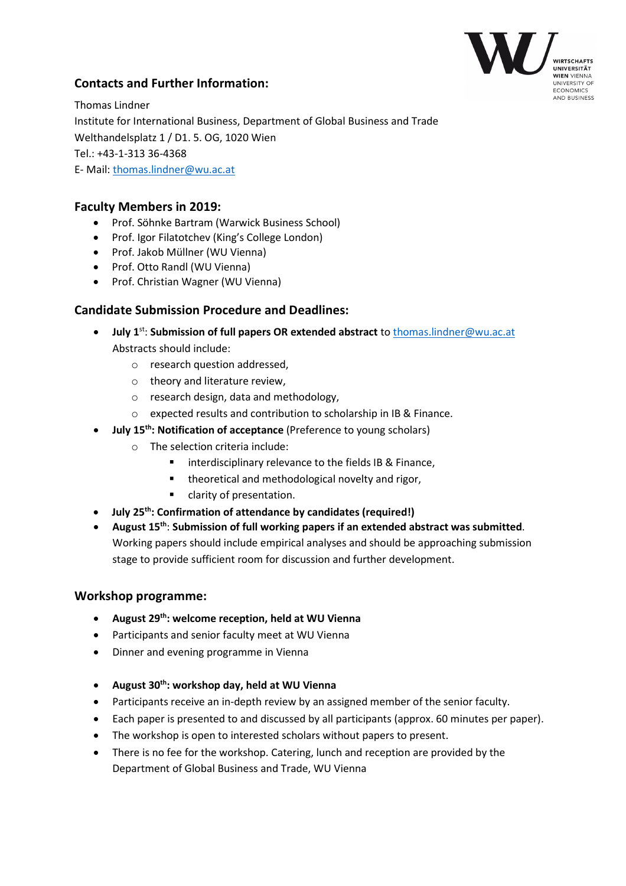## Contacts and Further Information:

Thomas Lindner
Institute for International Business, Department of Global Business and Trade
Welthandelsplatz 1 / D1. 5. OG, 1020 Wien
Tel.: +43-1-313 36-4368
E- Mail: thomas.lindner@wu.ac.at

## Faculty Members in 2019:

- Prof. Söhnke Bartram (Warwick Business School)
- Prof. Igor Filatotchev (King's College London)
- Prof. Jakob Müllner (WU Vienna)
- Prof. Otto Randl (WU Vienna)
- Prof. Christian Wagner (WU Vienna)

## Candidate Submission Procedure and Deadlines:

- **July 1st**: **Submission of full papers OR extended abstract** to thomas.lindner@wu.ac.at
  Abstracts should include:
  - research question addressed,
  - theory and literature review,
  - research design, data and methodology,
  - expected results and contribution to scholarship in IB & Finance.
- **July 15th: Notification of acceptance** (Preference to young scholars)
  - The selection criteria include:
    - interdisciplinary relevance to the fields IB & Finance,
    - theoretical and methodological novelty and rigor,
    - clarity of presentation.
- **July 25th: Confirmation of attendance by candidates (required!)**
- **August 15th**: **Submission of full working papers if an extended abstract was submitted**. Working papers should include empirical analyses and should be approaching submission stage to provide sufficient room for discussion and further development.

## Workshop programme:

- **August 29th: welcome reception, held at WU Vienna**
- Participants and senior faculty meet at WU Vienna
- Dinner and evening programme in Vienna

- **August 30th: workshop day, held at WU Vienna**
- Participants receive an in-depth review by an assigned member of the senior faculty.
- Each paper is presented to and discussed by all participants (approx. 60 minutes per paper).
- The workshop is open to interested scholars without papers to present.
- There is no fee for the workshop. Catering, lunch and reception are provided by the Department of Global Business and Trade, WU Vienna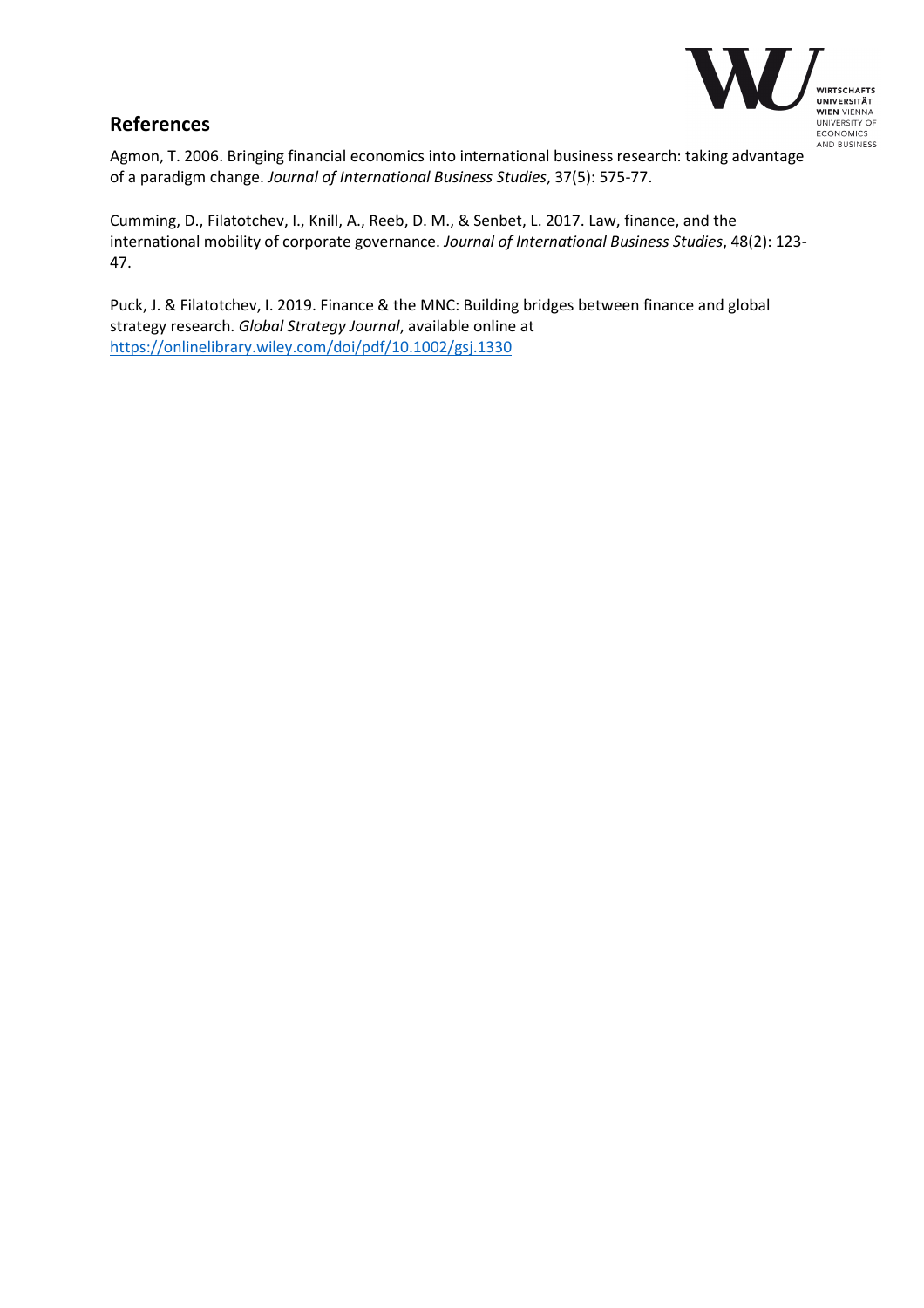## References

Agmon, T. 2006. Bringing financial economics into international business research: taking advantage of a paradigm change. *Journal of International Business Studies*, 37(5): 575-77.

Cumming, D., Filatotchev, I., Knill, A., Reeb, D. M., & Senbet, L. 2017. Law, finance, and the international mobility of corporate governance. *Journal of International Business Studies*, 48(2): 123-47.

Puck, J. & Filatotchev, I. 2019. Finance & the MNC: Building bridges between finance and global strategy research. *Global Strategy Journal*, available online at https://onlinelibrary.wiley.com/doi/pdf/10.1002/gsj.1330